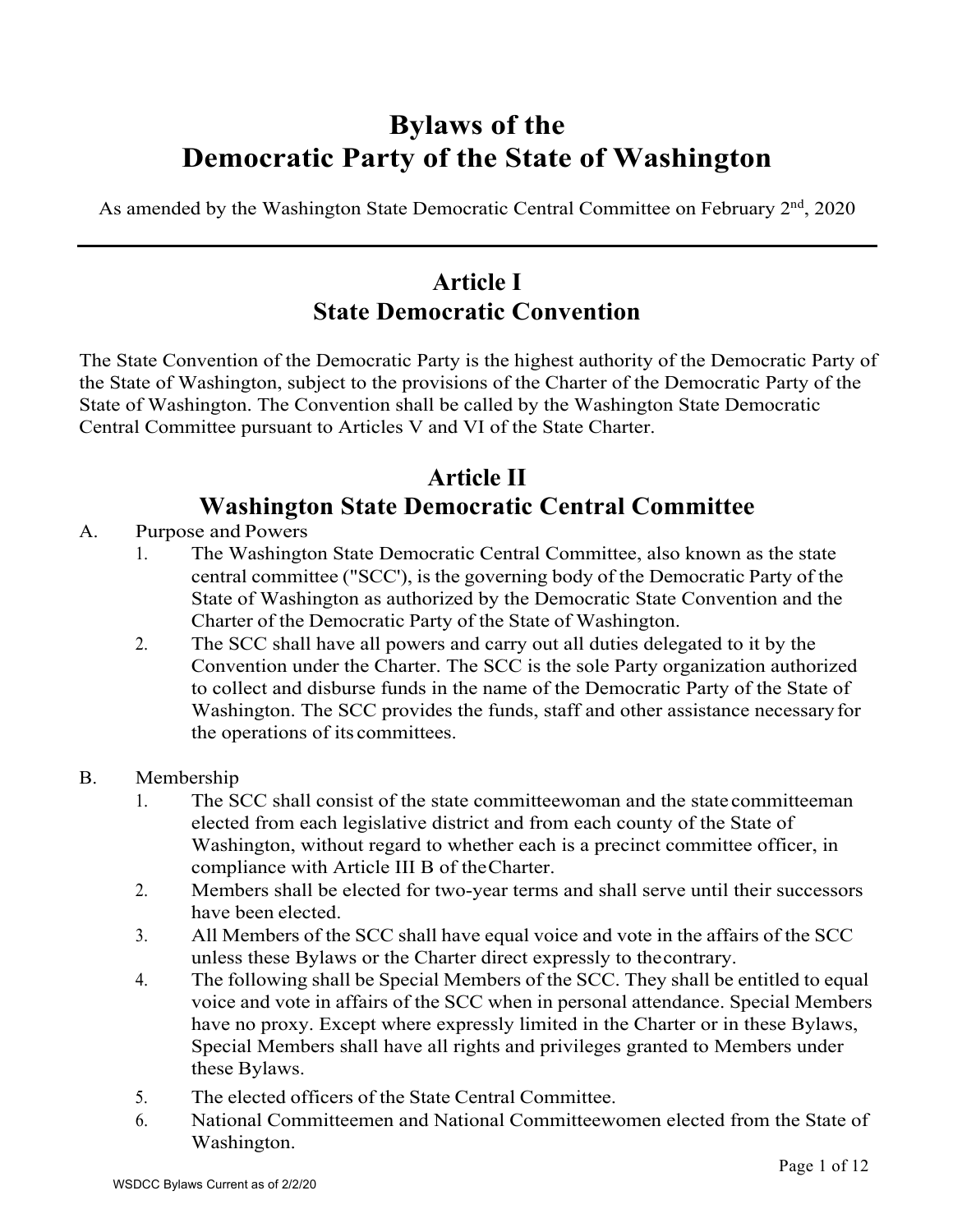# Bylaws of the Democratic Party of the State of Washington

As amended by the Washington State Democratic Central Committee on February 2nd, 2020

---

## Article I
## State Democratic Convention

The State Convention of the Democratic Party is the highest authority of the Democratic Party of the State of Washington, subject to the provisions of the Charter of the Democratic Party of the State of Washington. The Convention shall be called by the Washington State Democratic Central Committee pursuant to Articles V and VI of the State Charter.

## Article II
## Washington State Democratic Central Committee

A. Purpose and Powers

1. The Washington State Democratic Central Committee, also known as the state central committee ("SCC'), is the governing body of the Democratic Party of the State of Washington as authorized by the Democratic State Convention and the Charter of the Democratic Party of the State of Washington.
2. The SCC shall have all powers and carry out all duties delegated to it by the Convention under the Charter. The SCC is the sole Party organization authorized to collect and disburse funds in the name of the Democratic Party of the State of Washington. The SCC provides the funds, staff and other assistance necessary for the operations of its committees.

B. Membership

1. The SCC shall consist of the state committeewoman and the state committeeman elected from each legislative district and from each county of the State of Washington, without regard to whether each is a precinct committee officer, in compliance with Article III B of the Charter.
2. Members shall be elected for two-year terms and shall serve until their successors have been elected.
3. All Members of the SCC shall have equal voice and vote in the affairs of the SCC unless these Bylaws or the Charter direct expressly to the contrary.
4. The following shall be Special Members of the SCC. They shall be entitled to equal voice and vote in affairs of the SCC when in personal attendance. Special Members have no proxy. Except where expressly limited in the Charter or in these Bylaws, Special Members shall have all rights and privileges granted to Members under these Bylaws.
5. The elected officers of the State Central Committee.
6. National Committeemen and National Committeewomen elected from the State of Washington.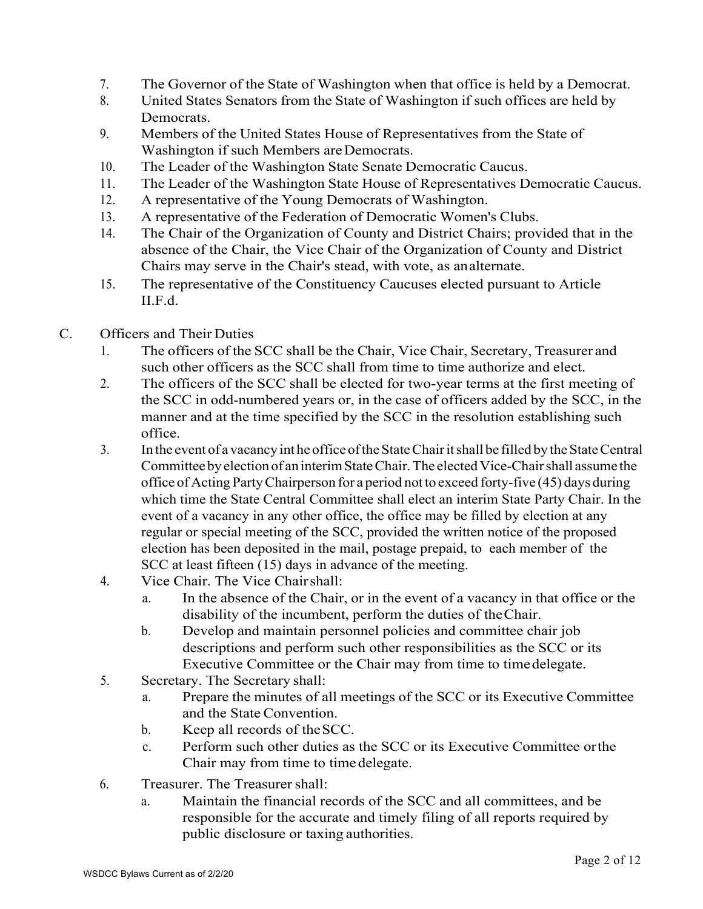7. The Governor of the State of Washington when that office is held by a Democrat.
8. United States Senators from the State of Washington if such offices are held by Democrats.
9. Members of the United States House of Representatives from the State of Washington if such Members are Democrats.
10. The Leader of the Washington State Senate Democratic Caucus.
11. The Leader of the Washington State House of Representatives Democratic Caucus.
12. A representative of the Young Democrats of Washington.
13. A representative of the Federation of Democratic Women's Clubs.
14. The Chair of the Organization of County and District Chairs; provided that in the absence of the Chair, the Vice Chair of the Organization of County and District Chairs may serve in the Chair's stead, with vote, as an alternate.
15. The representative of the Constituency Caucuses elected pursuant to Article II.F.d.

C. Officers and Their Duties

1. The officers of the SCC shall be the Chair, Vice Chair, Secretary, Treasurer and such other officers as the SCC shall from time to time authorize and elect.
2. The officers of the SCC shall be elected for two-year terms at the first meeting of the SCC in odd-numbered years or, in the case of officers added by the SCC, in the manner and at the time specified by the SCC in the resolution establishing such office.
3. In the event of a vacancy int he office of the State Chair it shall be filled by the State Central Committee by election of an interim State Chair. The elected Vice-Chair shall assume the office of Acting Party Chairperson for a period not to exceed forty-five (45) days during which time the State Central Committee shall elect an interim State Party Chair. In the event of a vacancy in any other office, the office may be filled by election at any regular or special meeting of the SCC, provided the written notice of the proposed election has been deposited in the mail, postage prepaid, to each member of the SCC at least fifteen (15) days in advance of the meeting.
4. Vice Chair. The Vice Chair shall:
   a. In the absence of the Chair, or in the event of a vacancy in that office or the disability of the incumbent, perform the duties of the Chair.
   b. Develop and maintain personnel policies and committee chair job descriptions and perform such other responsibilities as the SCC or its Executive Committee or the Chair may from time to time delegate.
5. Secretary. The Secretary shall:
   a. Prepare the minutes of all meetings of the SCC or its Executive Committee and the State Convention.
   b. Keep all records of the SCC.
   c. Perform such other duties as the SCC or its Executive Committee or the Chair may from time to time delegate.
6. Treasurer. The Treasurer shall:
   a. Maintain the financial records of the SCC and all committees, and be responsible for the accurate and timely filing of all reports required by public disclosure or taxing authorities.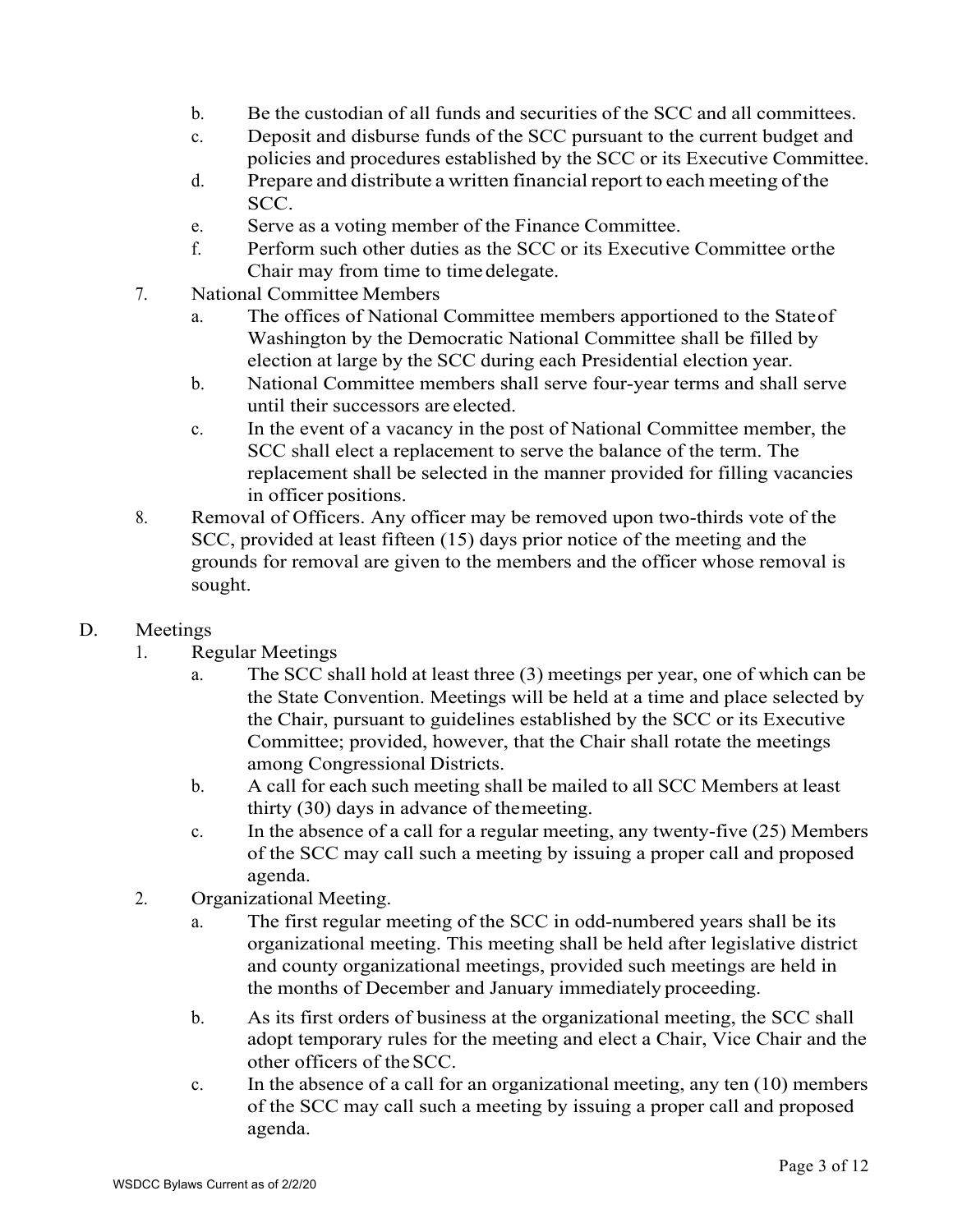b. Be the custodian of all funds and securities of the SCC and all committees.
   c. Deposit and disburse funds of the SCC pursuant to the current budget and policies and procedures established by the SCC or its Executive Committee.
   d. Prepare and distribute a written financial report to each meeting of the SCC.
   e. Serve as a voting member of the Finance Committee.
   f. Perform such other duties as the SCC or its Executive Committee or the Chair may from time to time delegate.

7. National Committee Members
   a. The offices of National Committee members apportioned to the State of Washington by the Democratic National Committee shall be filled by election at large by the SCC during each Presidential election year.
   b. National Committee members shall serve four-year terms and shall serve until their successors are elected.
   c. In the event of a vacancy in the post of National Committee member, the SCC shall elect a replacement to serve the balance of the term. The replacement shall be selected in the manner provided for filling vacancies in officer positions.

8. Removal of Officers. Any officer may be removed upon two-thirds vote of the SCC, provided at least fifteen (15) days prior notice of the meeting and the grounds for removal are given to the members and the officer whose removal is sought.

D. Meetings

1. Regular Meetings
   a. The SCC shall hold at least three (3) meetings per year, one of which can be the State Convention. Meetings will be held at a time and place selected by the Chair, pursuant to guidelines established by the SCC or its Executive Committee; provided, however, that the Chair shall rotate the meetings among Congressional Districts.
   b. A call for each such meeting shall be mailed to all SCC Members at least thirty (30) days in advance of the meeting.
   c. In the absence of a call for a regular meeting, any twenty-five (25) Members of the SCC may call such a meeting by issuing a proper call and proposed agenda.

2. Organizational Meeting.
   a. The first regular meeting of the SCC in odd-numbered years shall be its organizational meeting. This meeting shall be held after legislative district and county organizational meetings, provided such meetings are held in the months of December and January immediately proceeding.
   b. As its first orders of business at the organizational meeting, the SCC shall adopt temporary rules for the meeting and elect a Chair, Vice Chair and the other officers of the SCC.
   c. In the absence of a call for an organizational meeting, any ten (10) members of the SCC may call such a meeting by issuing a proper call and proposed agenda.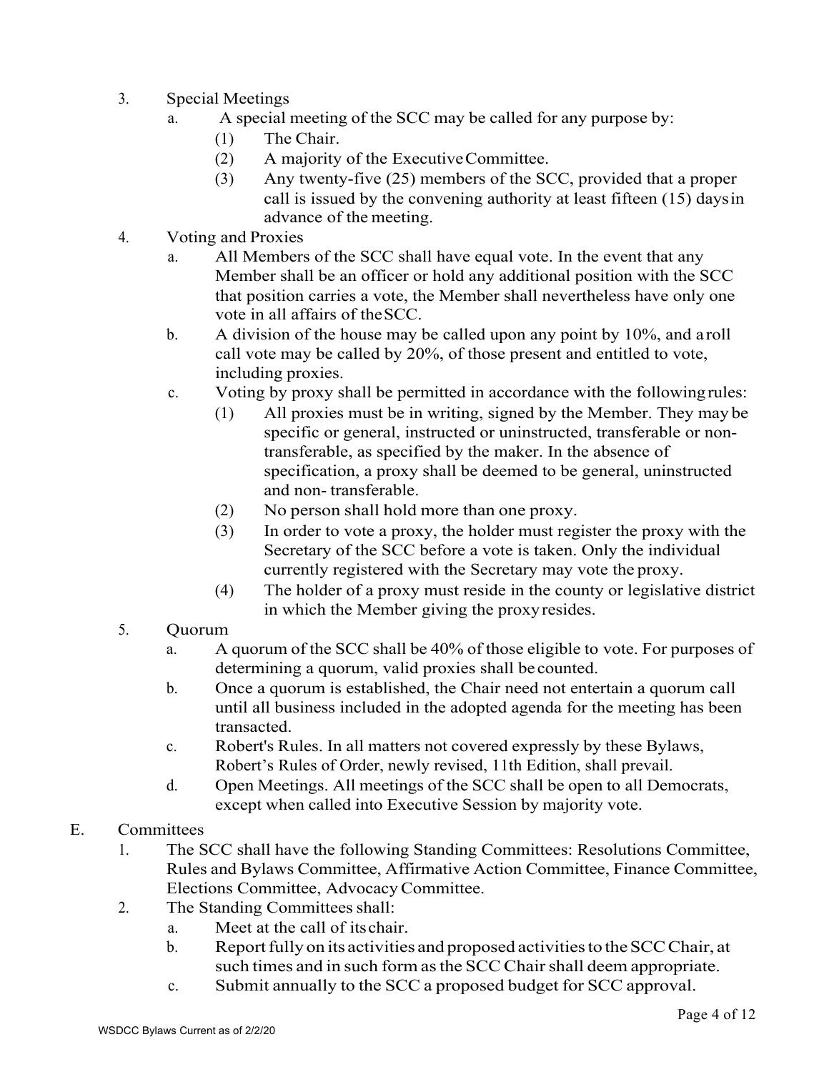3. Special Meetings
   a. A special meeting of the SCC may be called for any purpose by:
      (1) The Chair.
      (2) A majority of the Executive Committee.
      (3) Any twenty-five (25) members of the SCC, provided that a proper call is issued by the convening authority at least fifteen (15) days in advance of the meeting.
4. Voting and Proxies
   a. All Members of the SCC shall have equal vote. In the event that any Member shall be an officer or hold any additional position with the SCC that position carries a vote, the Member shall nevertheless have only one vote in all affairs of the SCC.
   b. A division of the house may be called upon any point by 10%, and a roll call vote may be called by 20%, of those present and entitled to vote, including proxies.
   c. Voting by proxy shall be permitted in accordance with the following rules:
      (1) All proxies must be in writing, signed by the Member. They may be specific or general, instructed or uninstructed, transferable or non-transferable, as specified by the maker. In the absence of specification, a proxy shall be deemed to be general, uninstructed and non- transferable.
      (2) No person shall hold more than one proxy.
      (3) In order to vote a proxy, the holder must register the proxy with the Secretary of the SCC before a vote is taken. Only the individual currently registered with the Secretary may vote the proxy.
      (4) The holder of a proxy must reside in the county or legislative district in which the Member giving the proxy resides.
5. Quorum
   a. A quorum of the SCC shall be 40% of those eligible to vote. For purposes of determining a quorum, valid proxies shall be counted.
   b. Once a quorum is established, the Chair need not entertain a quorum call until all business included in the adopted agenda for the meeting has been transacted.
   c. Robert's Rules. In all matters not covered expressly by these Bylaws, Robert's Rules of Order, newly revised, 11th Edition, shall prevail.
   d. Open Meetings. All meetings of the SCC shall be open to all Democrats, except when called into Executive Session by majority vote.

E. Committees

1. The SCC shall have the following Standing Committees: Resolutions Committee, Rules and Bylaws Committee, Affirmative Action Committee, Finance Committee, Elections Committee, Advocacy Committee.
2. The Standing Committees shall:
   a. Meet at the call of its chair.
   b. Report fully on its activities and proposed activities to the SCC Chair, at such times and in such form as the SCC Chair shall deem appropriate.
   c. Submit annually to the SCC a proposed budget for SCC approval.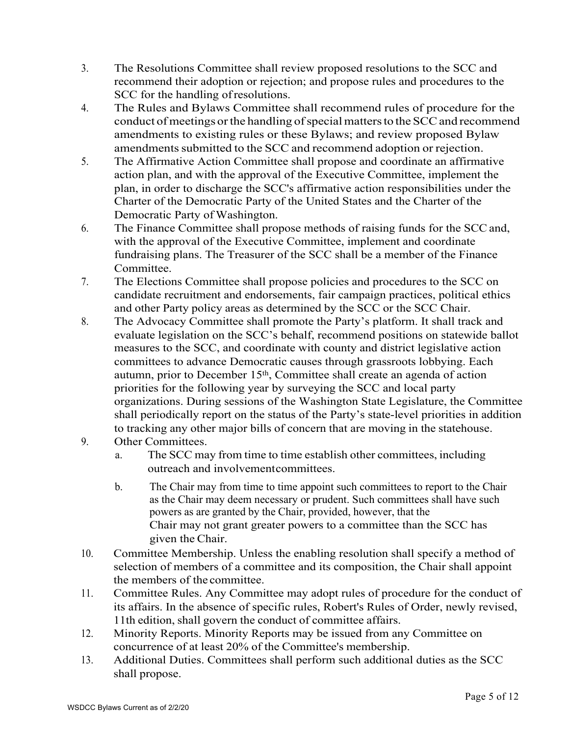3. The Resolutions Committee shall review proposed resolutions to the SCC and recommend their adoption or rejection; and propose rules and procedures to the SCC for the handling of resolutions.
4. The Rules and Bylaws Committee shall recommend rules of procedure for the conduct of meetings or the handling of special matters to the SCC and recommend amendments to existing rules or these Bylaws; and review proposed Bylaw amendments submitted to the SCC and recommend adoption or rejection.
5. The Affirmative Action Committee shall propose and coordinate an affirmative action plan, and with the approval of the Executive Committee, implement the plan, in order to discharge the SCC's affirmative action responsibilities under the Charter of the Democratic Party of the United States and the Charter of the Democratic Party of Washington.
6. The Finance Committee shall propose methods of raising funds for the SCC and, with the approval of the Executive Committee, implement and coordinate fundraising plans. The Treasurer of the SCC shall be a member of the Finance Committee.
7. The Elections Committee shall propose policies and procedures to the SCC on candidate recruitment and endorsements, fair campaign practices, political ethics and other Party policy areas as determined by the SCC or the SCC Chair.
8. The Advocacy Committee shall promote the Party's platform. It shall track and evaluate legislation on the SCC's behalf, recommend positions on statewide ballot measures to the SCC, and coordinate with county and district legislative action committees to advance Democratic causes through grassroots lobbying. Each autumn, prior to December 15th, Committee shall create an agenda of action priorities for the following year by surveying the SCC and local party organizations. During sessions of the Washington State Legislature, the Committee shall periodically report on the status of the Party's state-level priorities in addition to tracking any other major bills of concern that are moving in the statehouse.
9. Other Committees.
   a. The SCC may from time to time establish other committees, including outreach and involvement committees.
   b. The Chair may from time to time appoint such committees to report to the Chair as the Chair may deem necessary or prudent. Such committees shall have such powers as are granted by the Chair, provided, however, that the Chair may not grant greater powers to a committee than the SCC has given the Chair.
10. Committee Membership. Unless the enabling resolution shall specify a method of selection of members of a committee and its composition, the Chair shall appoint the members of the committee.
11. Committee Rules. Any Committee may adopt rules of procedure for the conduct of its affairs. In the absence of specific rules, Robert's Rules of Order, newly revised, 11th edition, shall govern the conduct of committee affairs.
12. Minority Reports. Minority Reports may be issued from any Committee on concurrence of at least 20% of the Committee's membership.
13. Additional Duties. Committees shall perform such additional duties as the SCC shall propose.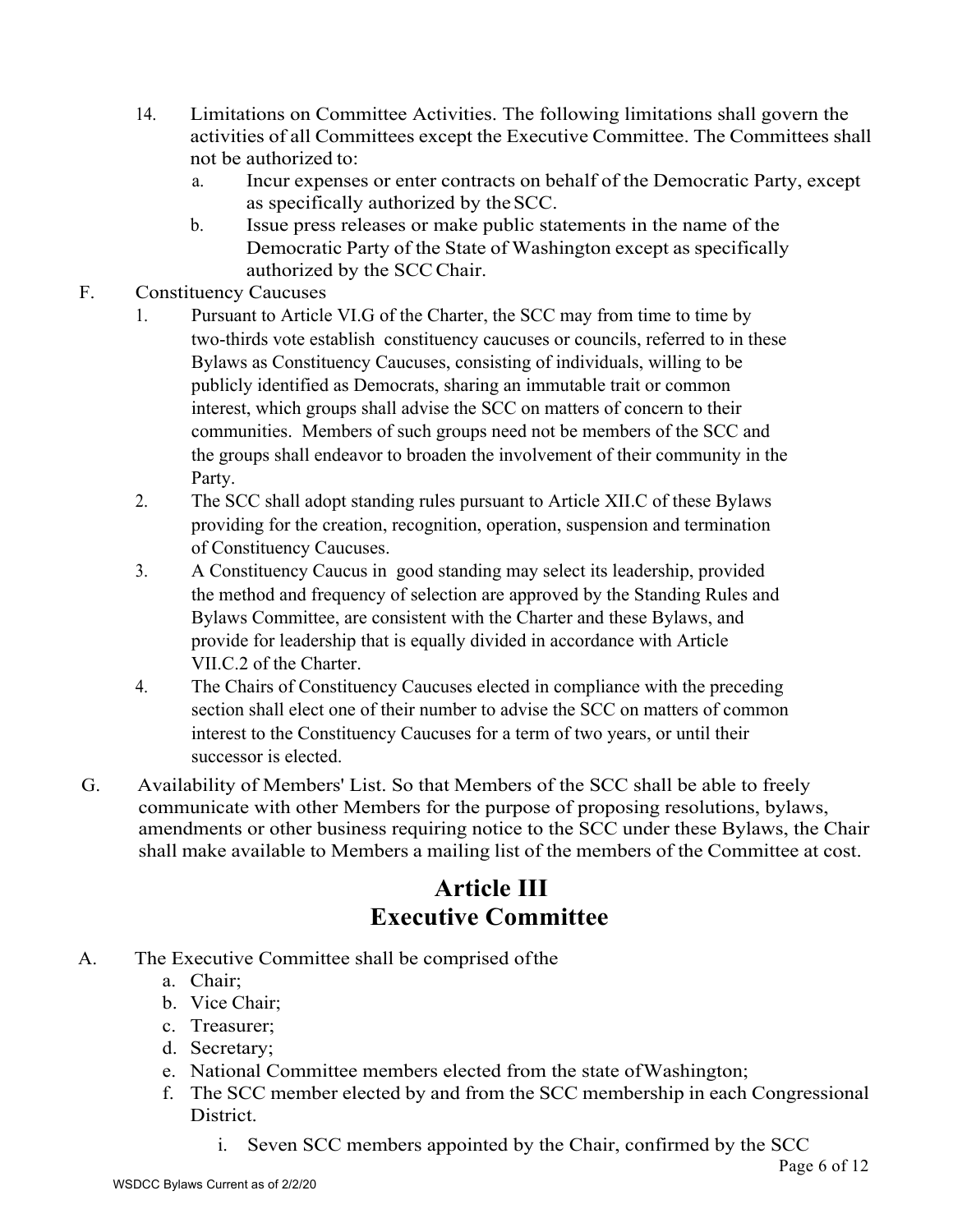14. Limitations on Committee Activities. The following limitations shall govern the activities of all Committees except the Executive Committee. The Committees shall not be authorized to:
    a. Incur expenses or enter contracts on behalf of the Democratic Party, except as specifically authorized by the SCC.
    b. Issue press releases or make public statements in the name of the Democratic Party of the State of Washington except as specifically authorized by the SCC Chair.

F. Constituency Caucuses
   1. Pursuant to Article VI.G of the Charter, the SCC may from time to time by two-thirds vote establish constituency caucuses or councils, referred to in these Bylaws as Constituency Caucuses, consisting of individuals, willing to be publicly identified as Democrats, sharing an immutable trait or common interest, which groups shall advise the SCC on matters of concern to their communities. Members of such groups need not be members of the SCC and the groups shall endeavor to broaden the involvement of their community in the Party.
   2. The SCC shall adopt standing rules pursuant to Article XII.C of these Bylaws providing for the creation, recognition, operation, suspension and termination of Constituency Caucuses.
   3. A Constituency Caucus in good standing may select its leadership, provided the method and frequency of selection are approved by the Standing Rules and Bylaws Committee, are consistent with the Charter and these Bylaws, and provide for leadership that is equally divided in accordance with Article VII.C.2 of the Charter.
   4. The Chairs of Constituency Caucuses elected in compliance with the preceding section shall elect one of their number to advise the SCC on matters of common interest to the Constituency Caucuses for a term of two years, or until their successor is elected.

G. Availability of Members' List. So that Members of the SCC shall be able to freely communicate with other Members for the purpose of proposing resolutions, bylaws, amendments or other business requiring notice to the SCC under these Bylaws, the Chair shall make available to Members a mailing list of the members of the Committee at cost.

# Article III
# Executive Committee

A. The Executive Committee shall be comprised of the
   a. Chair;
   b. Vice Chair;
   c. Treasurer;
   d. Secretary;
   e. National Committee members elected from the state of Washington;
   f. The SCC member elected by and from the SCC membership in each Congressional District.
      i. Seven SCC members appointed by the Chair, confirmed by the SCC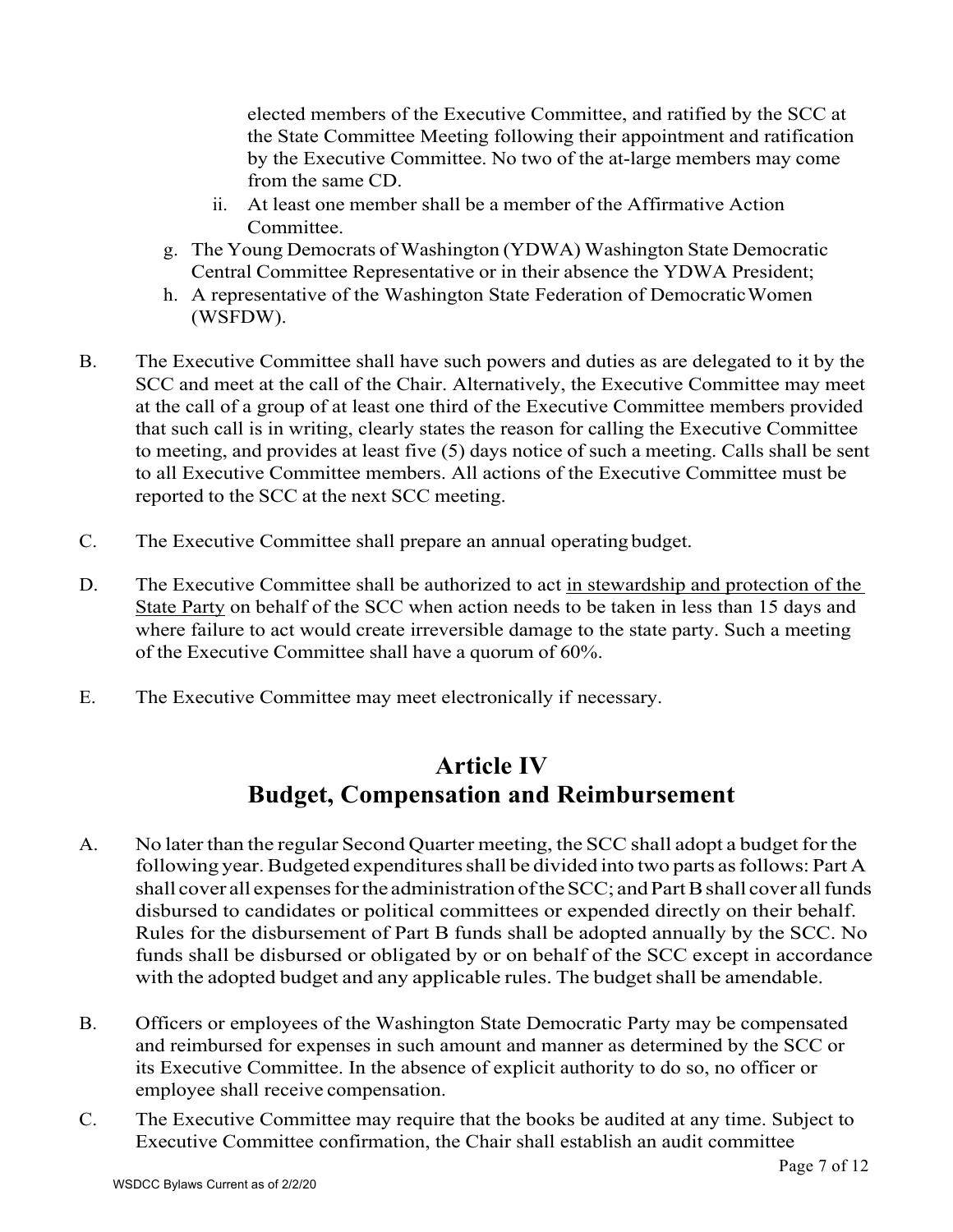elected members of the Executive Committee, and ratified by the SCC at the State Committee Meeting following their appointment and ratification by the Executive Committee. No two of the at-large members may come from the same CD.

ii. At least one member shall be a member of the Affirmative Action Committee.

g. The Young Democrats of Washington (YDWA) Washington State Democratic Central Committee Representative or in their absence the YDWA President;

h. A representative of the Washington State Federation of Democratic Women (WSFDW).

B. The Executive Committee shall have such powers and duties as are delegated to it by the SCC and meet at the call of the Chair. Alternatively, the Executive Committee may meet at the call of a group of at least one third of the Executive Committee members provided that such call is in writing, clearly states the reason for calling the Executive Committee to meeting, and provides at least five (5) days notice of such a meeting. Calls shall be sent to all Executive Committee members. All actions of the Executive Committee must be reported to the SCC at the next SCC meeting.

C. The Executive Committee shall prepare an annual operating budget.

D. The Executive Committee shall be authorized to act <u>in stewardship and protection of the State Party</u> on behalf of the SCC when action needs to be taken in less than 15 days and where failure to act would create irreversible damage to the state party. Such a meeting of the Executive Committee shall have a quorum of 60%.

E. The Executive Committee may meet electronically if necessary.

## Article IV
## Budget, Compensation and Reimbursement

A. No later than the regular Second Quarter meeting, the SCC shall adopt a budget for the following year. Budgeted expenditures shall be divided into two parts as follows: Part A shall cover all expenses for the administration of the SCC; and Part B shall cover all funds disbursed to candidates or political committees or expended directly on their behalf. Rules for the disbursement of Part B funds shall be adopted annually by the SCC. No funds shall be disbursed or obligated by or on behalf of the SCC except in accordance with the adopted budget and any applicable rules. The budget shall be amendable.

B. Officers or employees of the Washington State Democratic Party may be compensated and reimbursed for expenses in such amount and manner as determined by the SCC or its Executive Committee. In the absence of explicit authority to do so, no officer or employee shall receive compensation.

C. The Executive Committee may require that the books be audited at any time. Subject to Executive Committee confirmation, the Chair shall establish an audit committee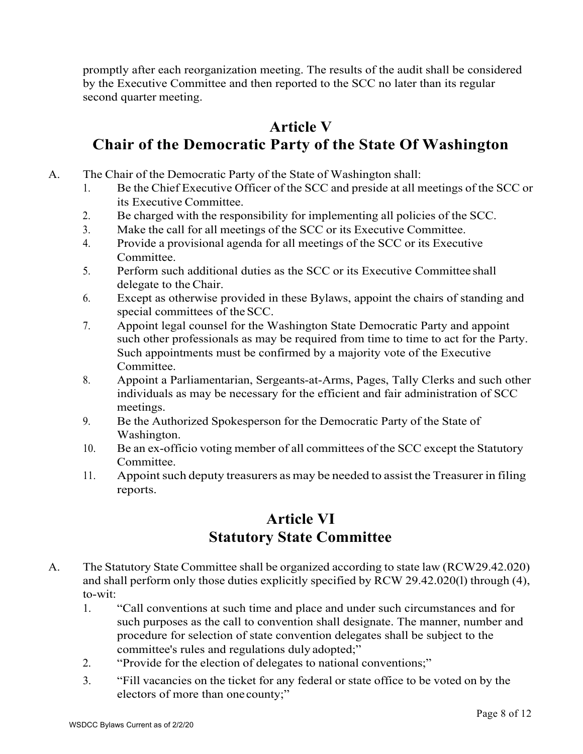promptly after each reorganization meeting. The results of the audit shall be considered by the Executive Committee and then reported to the SCC no later than its regular second quarter meeting.

## Article V
## Chair of the Democratic Party of the State Of Washington

A. The Chair of the Democratic Party of the State of Washington shall:
   1. Be the Chief Executive Officer of the SCC and preside at all meetings of the SCC or its Executive Committee.
   2. Be charged with the responsibility for implementing all policies of the SCC.
   3. Make the call for all meetings of the SCC or its Executive Committee.
   4. Provide a provisional agenda for all meetings of the SCC or its Executive Committee.
   5. Perform such additional duties as the SCC or its Executive Committee shall delegate to the Chair.
   6. Except as otherwise provided in these Bylaws, appoint the chairs of standing and special committees of the SCC.
   7. Appoint legal counsel for the Washington State Democratic Party and appoint such other professionals as may be required from time to time to act for the Party. Such appointments must be confirmed by a majority vote of the Executive Committee.
   8. Appoint a Parliamentarian, Sergeants-at-Arms, Pages, Tally Clerks and such other individuals as may be necessary for the efficient and fair administration of SCC meetings.
   9. Be the Authorized Spokesperson for the Democratic Party of the State of Washington.
   10. Be an ex-officio voting member of all committees of the SCC except the Statutory Committee.
   11. Appoint such deputy treasurers as may be needed to assist the Treasurer in filing reports.

## Article VI
## Statutory State Committee

A. The Statutory State Committee shall be organized according to state law (RCW29.42.020) and shall perform only those duties explicitly specified by RCW 29.42.020(l) through (4), to-wit:
   1. "Call conventions at such time and place and under such circumstances and for such purposes as the call to convention shall designate. The manner, number and procedure for selection of state convention delegates shall be subject to the committee's rules and regulations duly adopted;"
   2. "Provide for the election of delegates to national conventions;"
   3. "Fill vacancies on the ticket for any federal or state office to be voted on by the electors of more than one county;"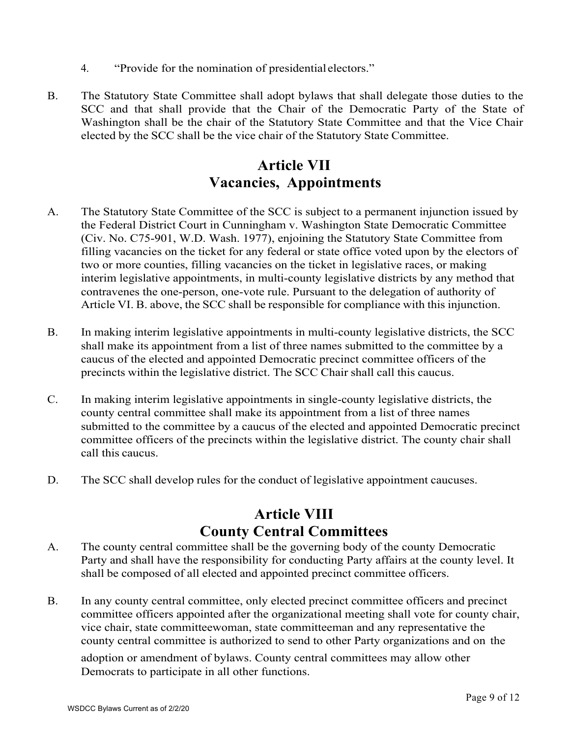4. "Provide for the nomination of presidential electors."

B. The Statutory State Committee shall adopt bylaws that shall delegate those duties to the SCC and that shall provide that the Chair of the Democratic Party of the State of Washington shall be the chair of the Statutory State Committee and that the Vice Chair elected by the SCC shall be the vice chair of the Statutory State Committee.

## Article VII
## Vacancies, Appointments

A. The Statutory State Committee of the SCC is subject to a permanent injunction issued by the Federal District Court in Cunningham v. Washington State Democratic Committee (Civ. No. C75-901, W.D. Wash. 1977), enjoining the Statutory State Committee from filling vacancies on the ticket for any federal or state office voted upon by the electors of two or more counties, filling vacancies on the ticket in legislative races, or making interim legislative appointments, in multi-county legislative districts by any method that contravenes the one-person, one-vote rule. Pursuant to the delegation of authority of Article VI. B. above, the SCC shall be responsible for compliance with this injunction.

B. In making interim legislative appointments in multi-county legislative districts, the SCC shall make its appointment from a list of three names submitted to the committee by a caucus of the elected and appointed Democratic precinct committee officers of the precincts within the legislative district. The SCC Chair shall call this caucus.

C. In making interim legislative appointments in single-county legislative districts, the county central committee shall make its appointment from a list of three names submitted to the committee by a caucus of the elected and appointed Democratic precinct committee officers of the precincts within the legislative district. The county chair shall call this caucus.

D. The SCC shall develop rules for the conduct of legislative appointment caucuses.

## Article VIII
## County Central Committees

A. The county central committee shall be the governing body of the county Democratic Party and shall have the responsibility for conducting Party affairs at the county level. It shall be composed of all elected and appointed precinct committee officers.

B. In any county central committee, only elected precinct committee officers and precinct committee officers appointed after the organizational meeting shall vote for county chair, vice chair, state committeewoman, state committeeman and any representative the county central committee is authorized to send to other Party organizations and on the adoption or amendment of bylaws. County central committees may allow other Democrats to participate in all other functions.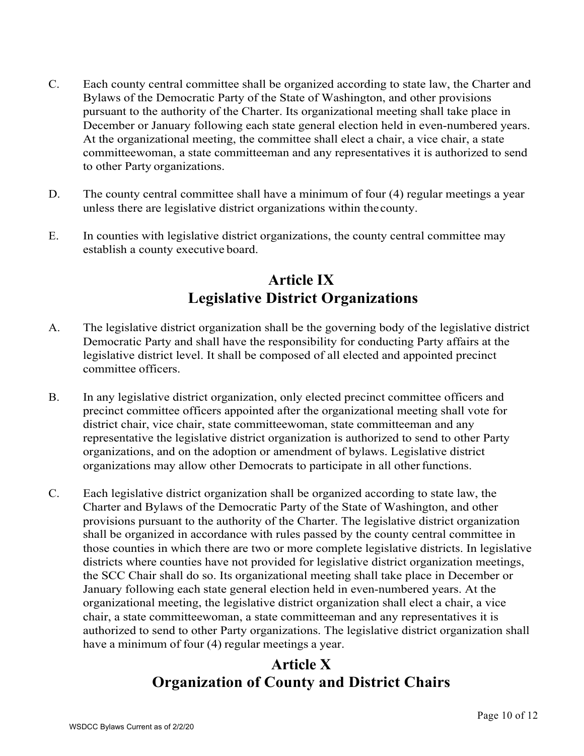C. Each county central committee shall be organized according to state law, the Charter and Bylaws of the Democratic Party of the State of Washington, and other provisions pursuant to the authority of the Charter. Its organizational meeting shall take place in December or January following each state general election held in even-numbered years. At the organizational meeting, the committee shall elect a chair, a vice chair, a state committeewoman, a state committeeman and any representatives it is authorized to send to other Party organizations.

D. The county central committee shall have a minimum of four (4) regular meetings a year unless there are legislative district organizations within the county.

E. In counties with legislative district organizations, the county central committee may establish a county executive board.

## Article IX
## Legislative District Organizations

A. The legislative district organization shall be the governing body of the legislative district Democratic Party and shall have the responsibility for conducting Party affairs at the legislative district level. It shall be composed of all elected and appointed precinct committee officers.

B. In any legislative district organization, only elected precinct committee officers and precinct committee officers appointed after the organizational meeting shall vote for district chair, vice chair, state committeewoman, state committeeman and any representative the legislative district organization is authorized to send to other Party organizations, and on the adoption or amendment of bylaws. Legislative district organizations may allow other Democrats to participate in all other functions.

C. Each legislative district organization shall be organized according to state law, the Charter and Bylaws of the Democratic Party of the State of Washington, and other provisions pursuant to the authority of the Charter. The legislative district organization shall be organized in accordance with rules passed by the county central committee in those counties in which there are two or more complete legislative districts. In legislative districts where counties have not provided for legislative district organization meetings, the SCC Chair shall do so. Its organizational meeting shall take place in December or January following each state general election held in even-numbered years. At the organizational meeting, the legislative district organization shall elect a chair, a vice chair, a state committeewoman, a state committeeman and any representatives it is authorized to send to other Party organizations. The legislative district organization shall have a minimum of four (4) regular meetings a year.

## Article X
## Organization of County and District Chairs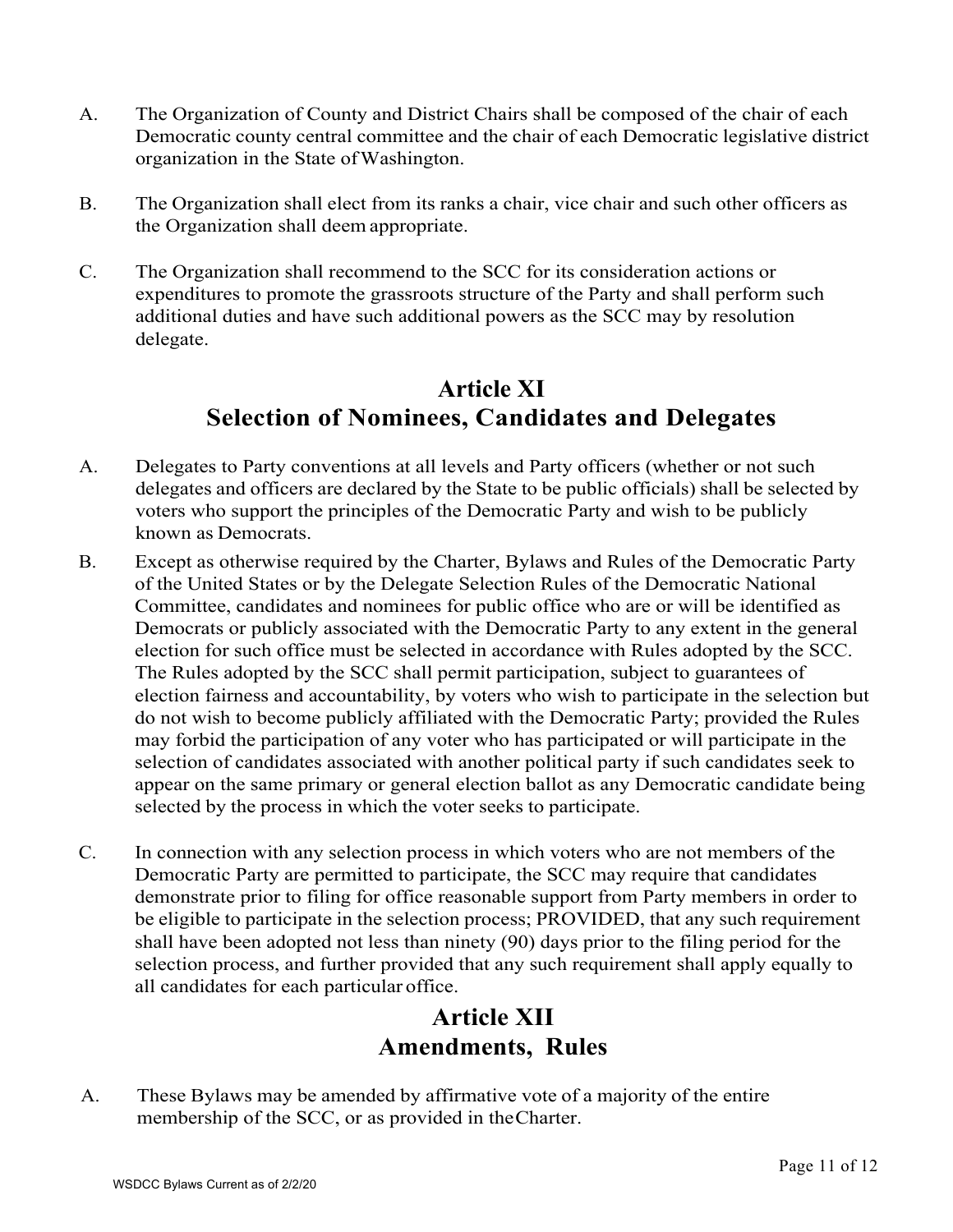A. The Organization of County and District Chairs shall be composed of the chair of each Democratic county central committee and the chair of each Democratic legislative district organization in the State of Washington.

B. The Organization shall elect from its ranks a chair, vice chair and such other officers as the Organization shall deem appropriate.

C. The Organization shall recommend to the SCC for its consideration actions or expenditures to promote the grassroots structure of the Party and shall perform such additional duties and have such additional powers as the SCC may by resolution delegate.

## Article XI
## Selection of Nominees, Candidates and Delegates

A. Delegates to Party conventions at all levels and Party officers (whether or not such delegates and officers are declared by the State to be public officials) shall be selected by voters who support the principles of the Democratic Party and wish to be publicly known as Democrats.

B. Except as otherwise required by the Charter, Bylaws and Rules of the Democratic Party of the United States or by the Delegate Selection Rules of the Democratic National Committee, candidates and nominees for public office who are or will be identified as Democrats or publicly associated with the Democratic Party to any extent in the general election for such office must be selected in accordance with Rules adopted by the SCC. The Rules adopted by the SCC shall permit participation, subject to guarantees of election fairness and accountability, by voters who wish to participate in the selection but do not wish to become publicly affiliated with the Democratic Party; provided the Rules may forbid the participation of any voter who has participated or will participate in the selection of candidates associated with another political party if such candidates seek to appear on the same primary or general election ballot as any Democratic candidate being selected by the process in which the voter seeks to participate.

C. In connection with any selection process in which voters who are not members of the Democratic Party are permitted to participate, the SCC may require that candidates demonstrate prior to filing for office reasonable support from Party members in order to be eligible to participate in the selection process; PROVIDED, that any such requirement shall have been adopted not less than ninety (90) days prior to the filing period for the selection process, and further provided that any such requirement shall apply equally to all candidates for each particular office.

## Article XII
## Amendments, Rules

A. These Bylaws may be amended by affirmative vote of a majority of the entire membership of the SCC, or as provided in the Charter.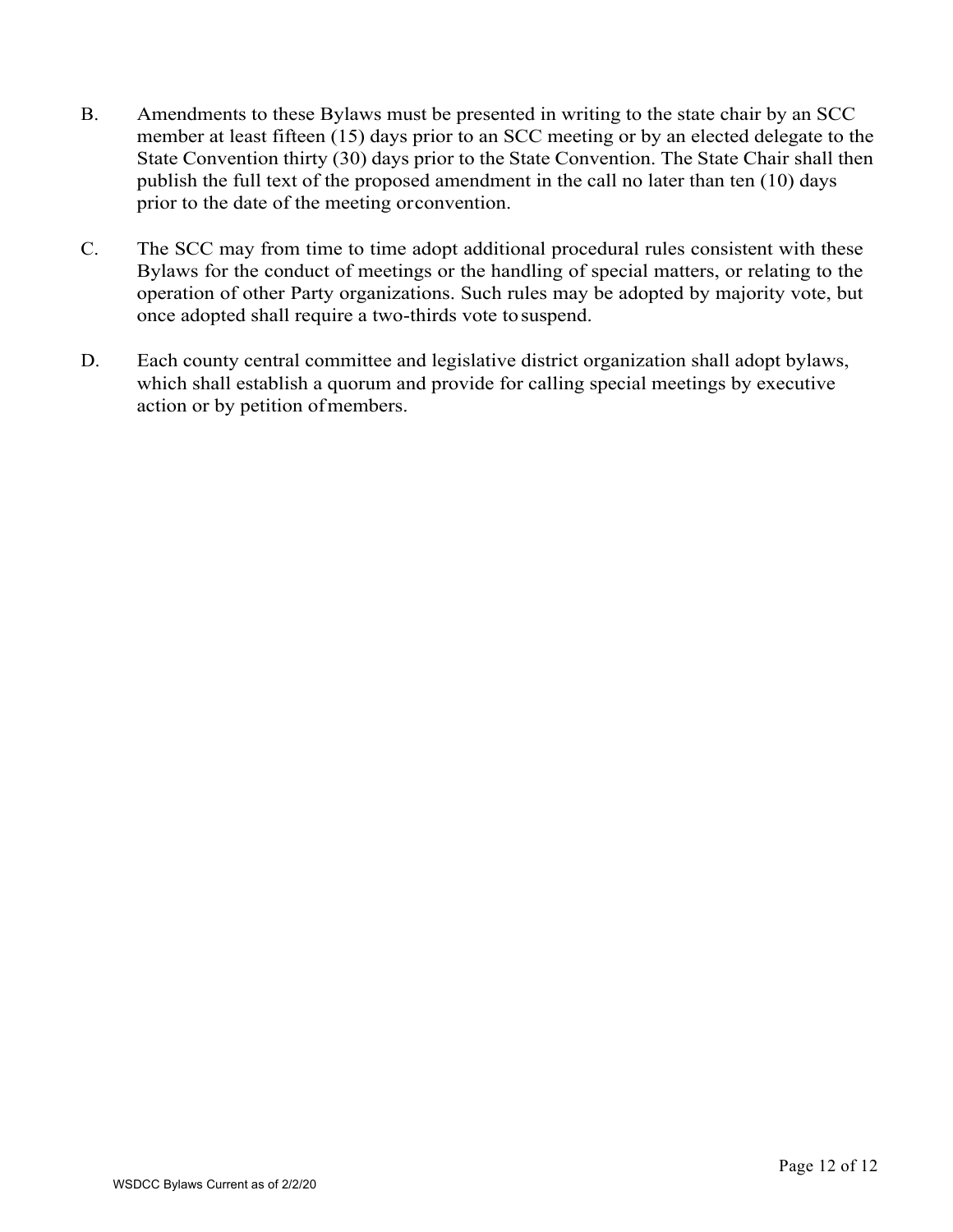B. Amendments to these Bylaws must be presented in writing to the state chair by an SCC member at least fifteen (15) days prior to an SCC meeting or by an elected delegate to the State Convention thirty (30) days prior to the State Convention. The State Chair shall then publish the full text of the proposed amendment in the call no later than ten (10) days prior to the date of the meeting or convention.

C. The SCC may from time to time adopt additional procedural rules consistent with these Bylaws for the conduct of meetings or the handling of special matters, or relating to the operation of other Party organizations. Such rules may be adopted by majority vote, but once adopted shall require a two-thirds vote to suspend.

D. Each county central committee and legislative district organization shall adopt bylaws, which shall establish a quorum and provide for calling special meetings by executive action or by petition of members.